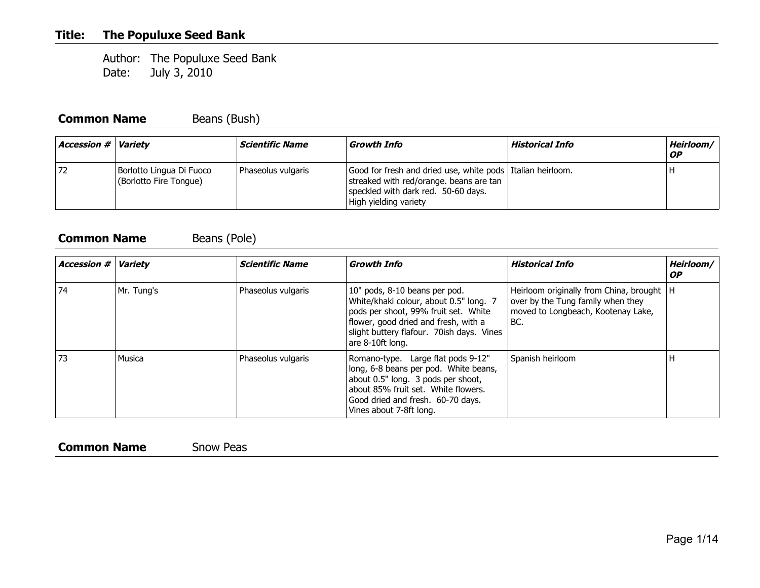**Title: The Populuxe Seed Bank**

Author: The Populuxe Seed Bank
Date: July 3, 2010

## Common Name Beans (Bush)

| ***Accession #*** | ***Variety*** | ***Scientific Name*** | ***Growth Info*** | ***Historical Info*** | ***Heirloom/ OP*** |
|---|---|---|---|---|---|
| 72 | Borlotto Lingua Di Fuoco (Borlotto Fire Tongue) | Phaseolus vulgaris | Good for fresh and dried use, white pods streaked with red/orange. beans are tan speckled with dark red. 50-60 days. High yielding variety | Italian heirloom. | H |

## Common Name Beans (Pole)

| ***Accession #*** | ***Variety*** | ***Scientific Name*** | ***Growth Info*** | ***Historical Info*** | ***Heirloom/ OP*** |
|---|---|---|---|---|---|
| 74 | Mr. Tung's | Phaseolus vulgaris | 10" pods, 8-10 beans per pod. White/khaki colour, about 0.5" long. 7 pods per shoot, 99% fruit set. White flower, good dried and fresh, with a slight buttery flafour. 70ish days. Vines are 8-10ft long. | Heirloom originally from China, brought over by the Tung family when they moved to Longbeach, Kootenay Lake, BC. | H |
| 73 | Musica | Phaseolus vulgaris | Romano-type. Large flat pods 9-12" long, 6-8 beans per pod. White beans, about 0.5" long. 3 pods per shoot, about 85% fruit set. White flowers. Good dried and fresh. 60-70 days. Vines about 7-8ft long. | Spanish heirloom | H |

## Common Name Snow Peas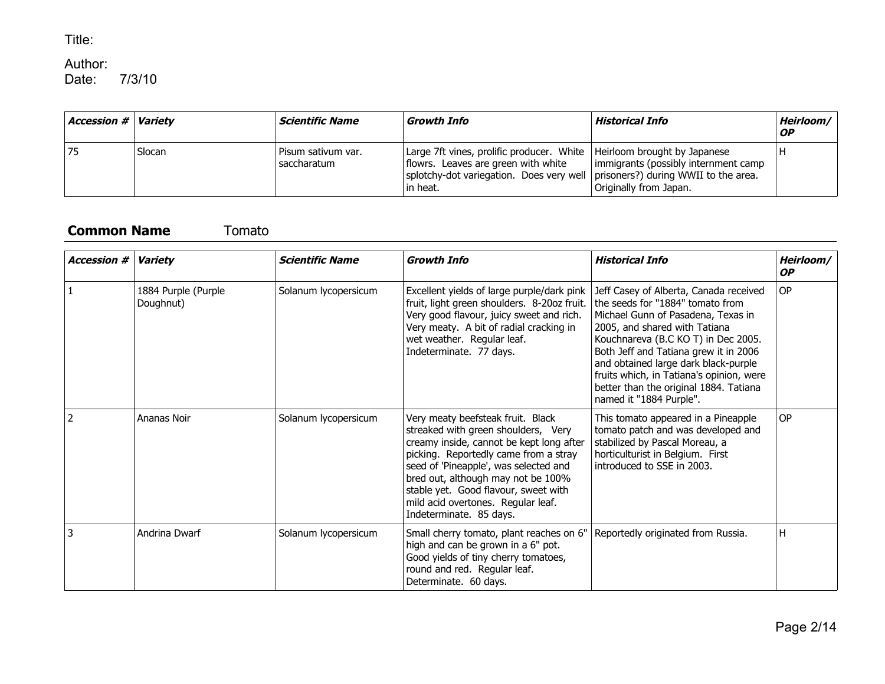Title:

Author:
Date: 7/3/10

| ***Accession #*** | ***Variety*** | ***Scientific Name*** | ***Growth Info*** | ***Historical Info*** | ***Heirloom/ OP*** |
|---|---|---|---|---|---|
| 75 | Slocan | Pisum sativum var. saccharatum | Large 7ft vines, prolific producer. White flowrs. Leaves are green with white splotchy-dot variegation. Does very well in heat. | Heirloom brought by Japanese immigrants (possibly internment camp prisoners?) during WWII to the area. Originally from Japan. | H |

**Common Name** Tomato

| ***Accession #*** | ***Variety*** | ***Scientific Name*** | ***Growth Info*** | ***Historical Info*** | ***Heirloom/ OP*** |
|---|---|---|---|---|---|
| 1 | 1884 Purple (Purple Doughnut) | Solanum lycopersicum | Excellent yields of large purple/dark pink fruit, light green shoulders. 8-20oz fruit. Very good flavour, juicy sweet and rich. Very meaty. A bit of radial cracking in wet weather. Regular leaf. Indeterminate. 77 days. | Jeff Casey of Alberta, Canada received the seeds for "1884" tomato from Michael Gunn of Pasadena, Texas in 2005, and shared with Tatiana Kouchnareva (B.C KO T) in Dec 2005. Both Jeff and Tatiana grew it in 2006 and obtained large dark black-purple fruits which, in Tatiana's opinion, were better than the original 1884. Tatiana named it "1884 Purple". | OP |
| 2 | Ananas Noir | Solanum lycopersicum | Very meaty beefsteak fruit. Black streaked with green shoulders, Very creamy inside, cannot be kept long after picking. Reportedly came from a stray seed of 'Pineapple', was selected and bred out, although may not be 100% stable yet. Good flavour, sweet with mild acid overtones. Regular leaf. Indeterminate. 85 days. | This tomato appeared in a Pineapple tomato patch and was developed and stabilized by Pascal Moreau, a horticulturist in Belgium. First introduced to SSE in 2003. | OP |
| 3 | Andrina Dwarf | Solanum lycopersicum | Small cherry tomato, plant reaches on 6" high and can be grown in a 6" pot. Good yields of tiny cherry tomatoes, round and red. Regular leaf. Determinate. 60 days. | Reportedly originated from Russia. | H |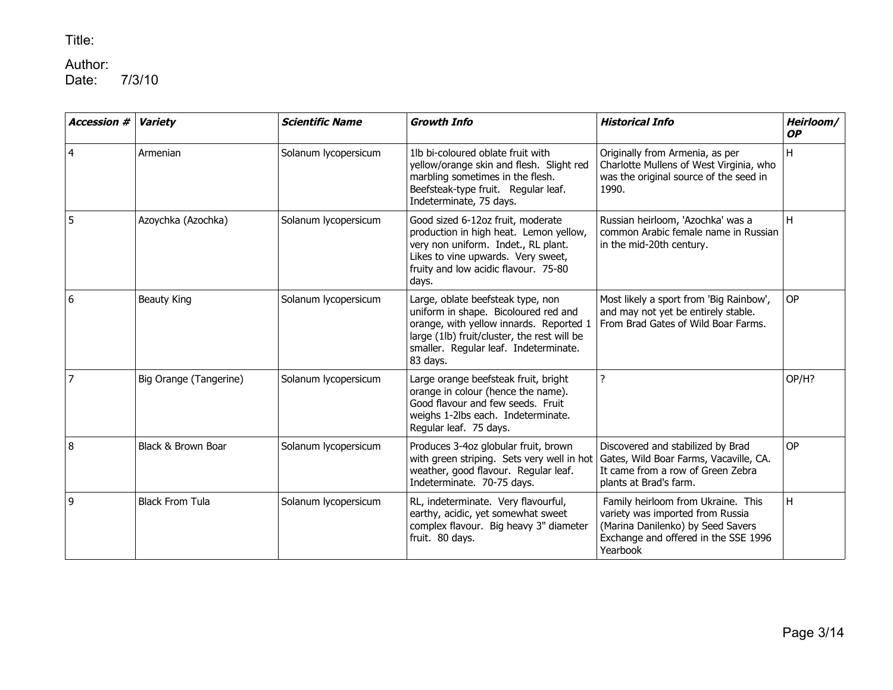Title:

Author:
Date: 7/3/10

| ***Accession #*** | ***Variety*** | ***Scientific Name*** | ***Growth Info*** | ***Historical Info*** | ***Heirloom/ OP*** |
|---|---|---|---|---|---|
| 4 | Armenian | Solanum lycopersicum | 1lb bi-coloured oblate fruit with yellow/orange skin and flesh. Slight red marbling sometimes in the flesh. Beefsteak-type fruit. Regular leaf. Indeterminate, 75 days. | Originally from Armenia, as per Charlotte Mullens of West Virginia, who was the original source of the seed in 1990. | H |
| 5 | Azoychka (Azochka) | Solanum lycopersicum | Good sized 6-12oz fruit, moderate production in high heat. Lemon yellow, very non uniform. Indet., RL plant. Likes to vine upwards. Very sweet, fruity and low acidic flavour. 75-80 days. | Russian heirloom, 'Azochka' was a common Arabic female name in Russian in the mid-20th century. | H |
| 6 | Beauty King | Solanum lycopersicum | Large, oblate beefsteak type, non uniform in shape. Bicoloured red and orange, with yellow innards. Reported 1 large (1lb) fruit/cluster, the rest will be smaller. Regular leaf. Indeterminate. 83 days. | Most likely a sport from 'Big Rainbow', and may not yet be entirely stable. From Brad Gates of Wild Boar Farms. | OP |
| 7 | Big Orange (Tangerine) | Solanum lycopersicum | Large orange beefsteak fruit, bright orange in colour (hence the name). Good flavour and few seeds. Fruit weighs 1-2lbs each. Indeterminate. Regular leaf. 75 days. | ? | OP/H? |
| 8 | Black & Brown Boar | Solanum lycopersicum | Produces 3-4oz globular fruit, brown with green striping. Sets very well in hot weather, good flavour. Regular leaf. Indeterminate. 70-75 days. | Discovered and stabilized by Brad Gates, Wild Boar Farms, Vacaville, CA. It came from a row of Green Zebra plants at Brad's farm. | OP |
| 9 | Black From Tula | Solanum lycopersicum | RL, indeterminate. Very flavourful, earthy, acidic, yet somewhat sweet complex flavour. Big heavy 3" diameter fruit. 80 days. | Family heirloom from Ukraine. This variety was imported from Russia (Marina Danilenko) by Seed Savers Exchange and offered in the SSE 1996 Yearbook | H |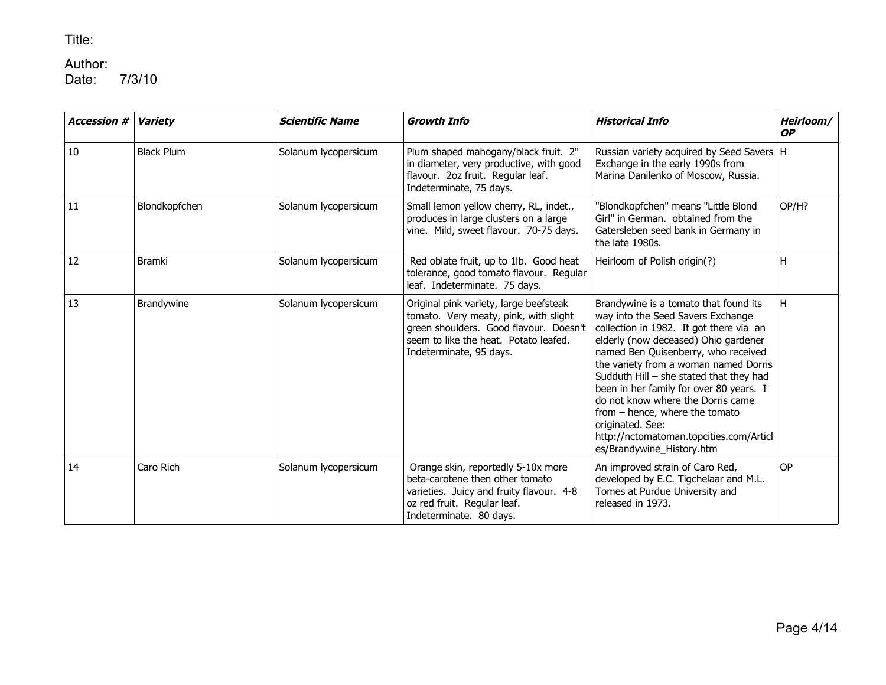Title:

Author:
Date: 7/3/10

| ***Accession #*** | ***Variety*** | ***Scientific Name*** | ***Growth Info*** | ***Historical Info*** | ***Heirloom/ OP*** |
|---|---|---|---|---|---|
| 10 | Black Plum | Solanum lycopersicum | Plum shaped mahogany/black fruit. 2" in diameter, very productive, with good flavour. 2oz fruit. Regular leaf. Indeterminate, 75 days. | Russian variety acquired by Seed Savers Exchange in the early 1990s from Marina Danilenko of Moscow, Russia. | H |
| 11 | Blondkopfchen | Solanum lycopersicum | Small lemon yellow cherry, RL, indet., produces in large clusters on a large vine. Mild, sweet flavour. 70-75 days. | "Blondkopfchen" means "Little Blond Girl" in German. obtained from the Gatersleben seed bank in Germany in the late 1980s. | OP/H? |
| 12 | Bramki | Solanum lycopersicum | Red oblate fruit, up to 1lb. Good heat tolerance, good tomato flavour. Regular leaf. Indeterminate. 75 days. | Heirloom of Polish origin(?) | H |
| 13 | Brandywine | Solanum lycopersicum | Original pink variety, large beefsteak tomato. Very meaty, pink, with slight green shoulders. Good flavour. Doesn't seem to like the heat. Potato leafed. Indeterminate, 95 days. | Brandywine is a tomato that found its way into the Seed Savers Exchange collection in 1982. It got there via an elderly (now deceased) Ohio gardener named Ben Quisenberry, who received the variety from a woman named Dorris Sudduth Hill – she stated that they had been in her family for over 80 years. I do not know where the Dorris came from – hence, where the tomato originated. See: http://nctomatoman.topcities.com/Articles/Brandywine_History.htm | H |
| 14 | Caro Rich | Solanum lycopersicum | Orange skin, reportedly 5-10x more beta-carotene then other tomato varieties. Juicy and fruity flavour. 4-8 oz red fruit. Regular leaf. Indeterminate. 80 days. | An improved strain of Caro Red, developed by E.C. Tigchelaar and M.L. Tomes at Purdue University and released in 1973. | OP |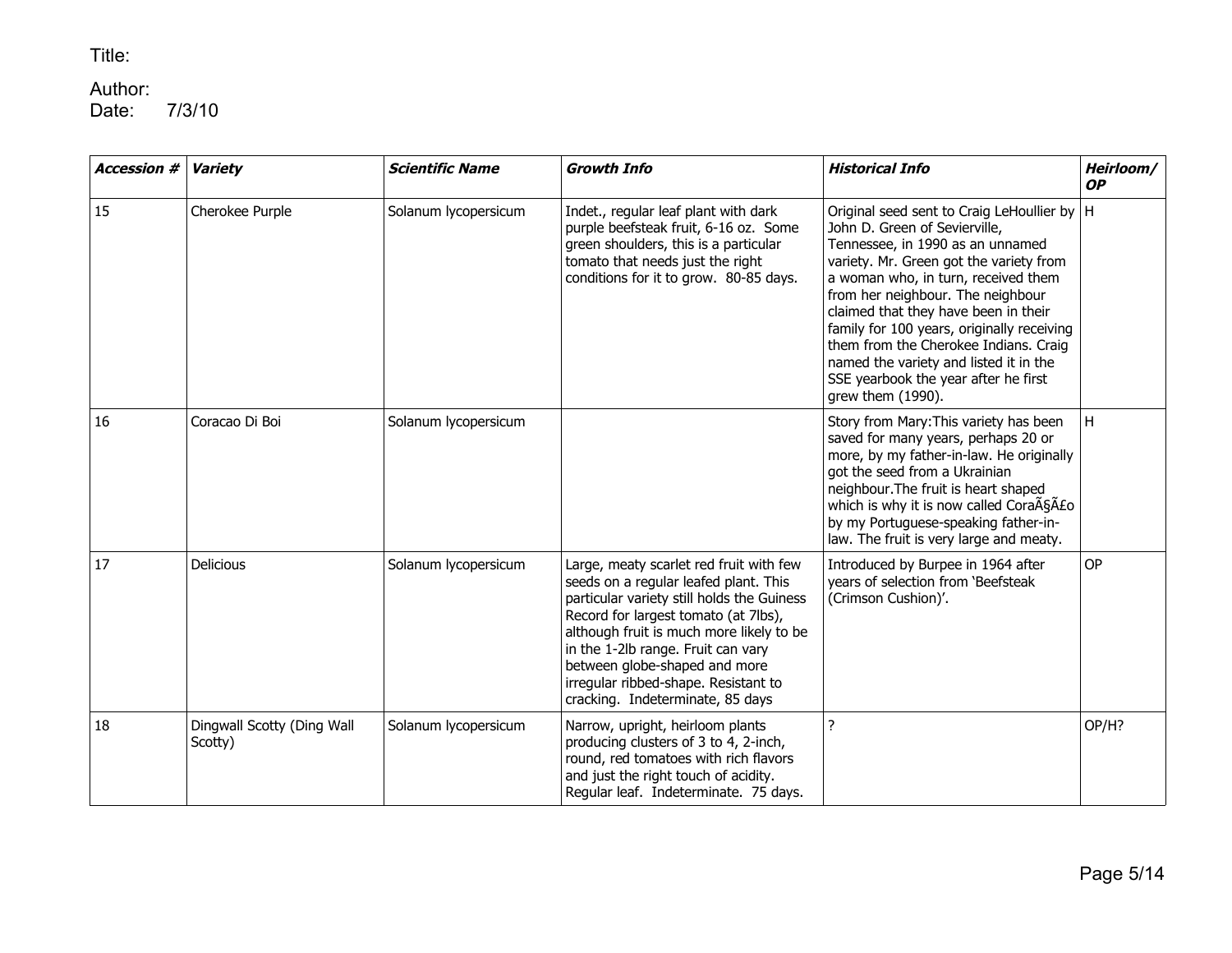Title:

Author:
Date: 7/3/10

| ***Accession #*** | ***Variety*** | ***Scientific Name*** | ***Growth Info*** | ***Historical Info*** | ***Heirloom/ OP*** |
|---|---|---|---|---|---|
| 15 | Cherokee Purple | Solanum lycopersicum | Indet., regular leaf plant with dark purple beefsteak fruit, 6-16 oz. Some green shoulders, this is a particular tomato that needs just the right conditions for it to grow. 80-85 days. | Original seed sent to Craig LeHoullier by John D. Green of Sevierville, Tennessee, in 1990 as an unnamed variety. Mr. Green got the variety from a woman who, in turn, received them from her neighbour. The neighbour claimed that they have been in their family for 100 years, originally receiving them from the Cherokee Indians. Craig named the variety and listed it in the SSE yearbook the year after he first grew them (1990). | H |
| 16 | Coracao Di Boi | Solanum lycopersicum | | Story from Mary:This variety has been saved for many years, perhaps 20 or more, by my father-in-law. He originally got the seed from a Ukrainian neighbour.The fruit is heart shaped which is why it is now called CoraÃ§Ã£o by my Portuguese-speaking father-in-law. The fruit is very large and meaty. | H |
| 17 | Delicious | Solanum lycopersicum | Large, meaty scarlet red fruit with few seeds on a regular leafed plant. This particular variety still holds the Guiness Record for largest tomato (at 7lbs), although fruit is much more likely to be in the 1-2lb range. Fruit can vary between globe-shaped and more irregular ribbed-shape. Resistant to cracking. Indeterminate, 85 days | Introduced by Burpee in 1964 after years of selection from 'Beefsteak (Crimson Cushion)'. | OP |
| 18 | Dingwall Scotty (Ding Wall Scotty) | Solanum lycopersicum | Narrow, upright, heirloom plants producing clusters of 3 to 4, 2-inch, round, red tomatoes with rich flavors and just the right touch of acidity. Regular leaf. Indeterminate. 75 days. | ? | OP/H? |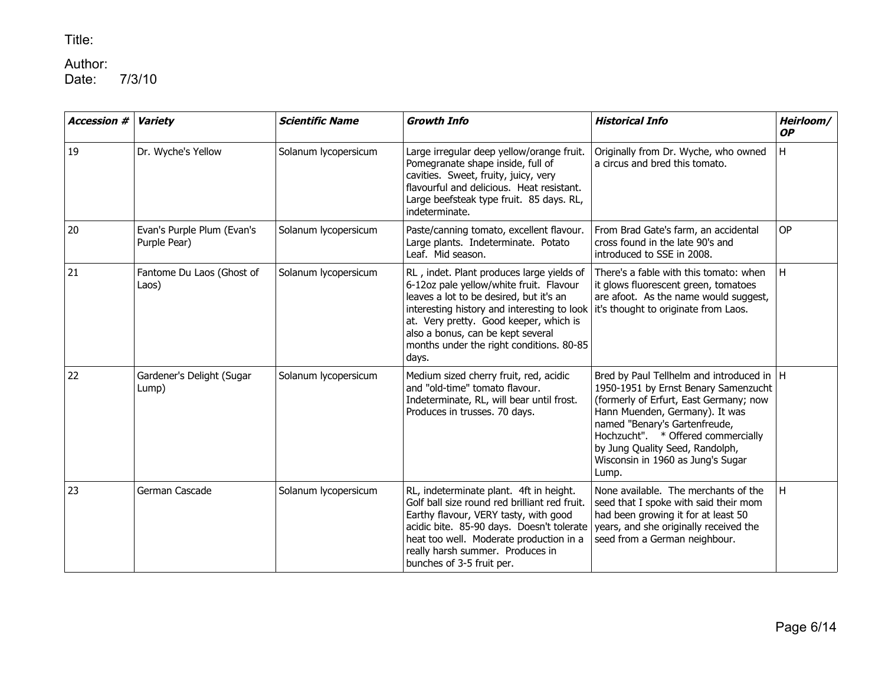Title:

Author:
Date: 7/3/10

| ***Accession #*** | ***Variety*** | ***Scientific Name*** | ***Growth Info*** | ***Historical Info*** | ***Heirloom/ OP*** |
|---|---|---|---|---|---|
| 19 | Dr. Wyche's Yellow | Solanum lycopersicum | Large irregular deep yellow/orange fruit. Pomegranate shape inside, full of cavities. Sweet, fruity, juicy, very flavourful and delicious. Heat resistant. Large beefsteak type fruit. 85 days. RL, indeterminate. | Originally from Dr. Wyche, who owned a circus and bred this tomato. | H |
| 20 | Evan's Purple Plum (Evan's Purple Pear) | Solanum lycopersicum | Paste/canning tomato, excellent flavour. Large plants. Indeterminate. Potato Leaf. Mid season. | From Brad Gate's farm, an accidental cross found in the late 90's and introduced to SSE in 2008. | OP |
| 21 | Fantome Du Laos (Ghost of Laos) | Solanum lycopersicum | RL , indet. Plant produces large yields of 6-12oz pale yellow/white fruit. Flavour leaves a lot to be desired, but it's an interesting history and interesting to look at. Very pretty. Good keeper, which is also a bonus, can be kept several months under the right conditions. 80-85 days. | There's a fable with this tomato: when it glows fluorescent green, tomatoes are afoot. As the name would suggest, it's thought to originate from Laos. | H |
| 22 | Gardener's Delight (Sugar Lump) | Solanum lycopersicum | Medium sized cherry fruit, red, acidic and "old-time" tomato flavour. Indeterminate, RL, will bear until frost. Produces in trusses. 70 days. | Bred by Paul Tellhelm and introduced in 1950-1951 by Ernst Benary Samenzucht (formerly of Erfurt, East Germany; now Hann Muenden, Germany). It was named "Benary's Gartenfreude, Hochzucht". * Offered commercially by Jung Quality Seed, Randolph, Wisconsin in 1960 as Jung's Sugar Lump. | H |
| 23 | German Cascade | Solanum lycopersicum | RL, indeterminate plant. 4ft in height. Golf ball size round red brilliant red fruit. Earthy flavour, VERY tasty, with good acidic bite. 85-90 days. Doesn't tolerate heat too well. Moderate production in a really harsh summer. Produces in bunches of 3-5 fruit per. | None available. The merchants of the seed that I spoke with said their mom had been growing it for at least 50 years, and she originally received the seed from a German neighbour. | H |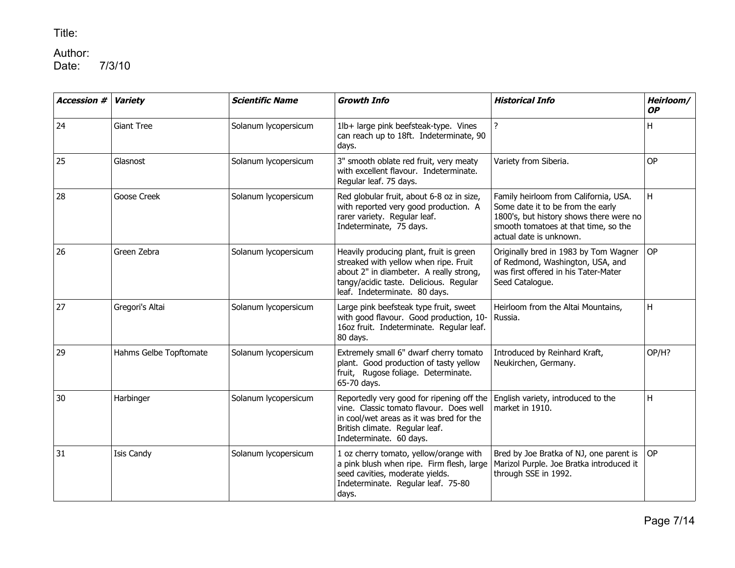Title:

Author:
Date: 7/3/10

| ***Accession #*** | ***Variety*** | ***Scientific Name*** | ***Growth Info*** | ***Historical Info*** | ***Heirloom/ OP*** |
|---|---|---|---|---|---|
| 24 | Giant Tree | Solanum lycopersicum | 1lb+ large pink beefsteak-type. Vines can reach up to 18ft. Indeterminate, 90 days. | ? | H |
| 25 | Glasnost | Solanum lycopersicum | 3" smooth oblate red fruit, very meaty with excellent flavour. Indeterminate. Regular leaf. 75 days. | Variety from Siberia. | OP |
| 28 | Goose Creek | Solanum lycopersicum | Red globular fruit, about 6-8 oz in size, with reported very good production. A rarer variety. Regular leaf. Indeterminate, 75 days. | Family heirloom from California, USA. Some date it to be from the early 1800's, but history shows there were no smooth tomatoes at that time, so the actual date is unknown. | H |
| 26 | Green Zebra | Solanum lycopersicum | Heavily producing plant, fruit is green streaked with yellow when ripe. Fruit about 2" in diambeter. A really strong, tangy/acidic taste. Delicious. Regular leaf. Indeterminate. 80 days. | Originally bred in 1983 by Tom Wagner of Redmond, Washington, USA, and was first offered in his Tater-Mater Seed Catalogue. | OP |
| 27 | Gregori's Altai | Solanum lycopersicum | Large pink beefsteak type fruit, sweet with good flavour. Good production, 10-16oz fruit. Indeterminate. Regular leaf. 80 days. | Heirloom from the Altai Mountains, Russia. | H |
| 29 | Hahms Gelbe Topftomate | Solanum lycopersicum | Extremely small 6" dwarf cherry tomato plant. Good production of tasty yellow fruit, Rugose foliage. Determinate. 65-70 days. | Introduced by Reinhard Kraft, Neukirchen, Germany. | OP/H? |
| 30 | Harbinger | Solanum lycopersicum | Reportedly very good for ripening off the vine. Classic tomato flavour. Does well in cool/wet areas as it was bred for the British climate. Regular leaf. Indeterminate. 60 days. | English variety, introduced to the market in 1910. | H |
| 31 | Isis Candy | Solanum lycopersicum | 1 oz cherry tomato, yellow/orange with a pink blush when ripe. Firm flesh, large seed cavities, moderate yields. Indeterminate. Regular leaf. 75-80 days. | Bred by Joe Bratka of NJ, one parent is Marizol Purple. Joe Bratka introduced it through SSE in 1992. | OP |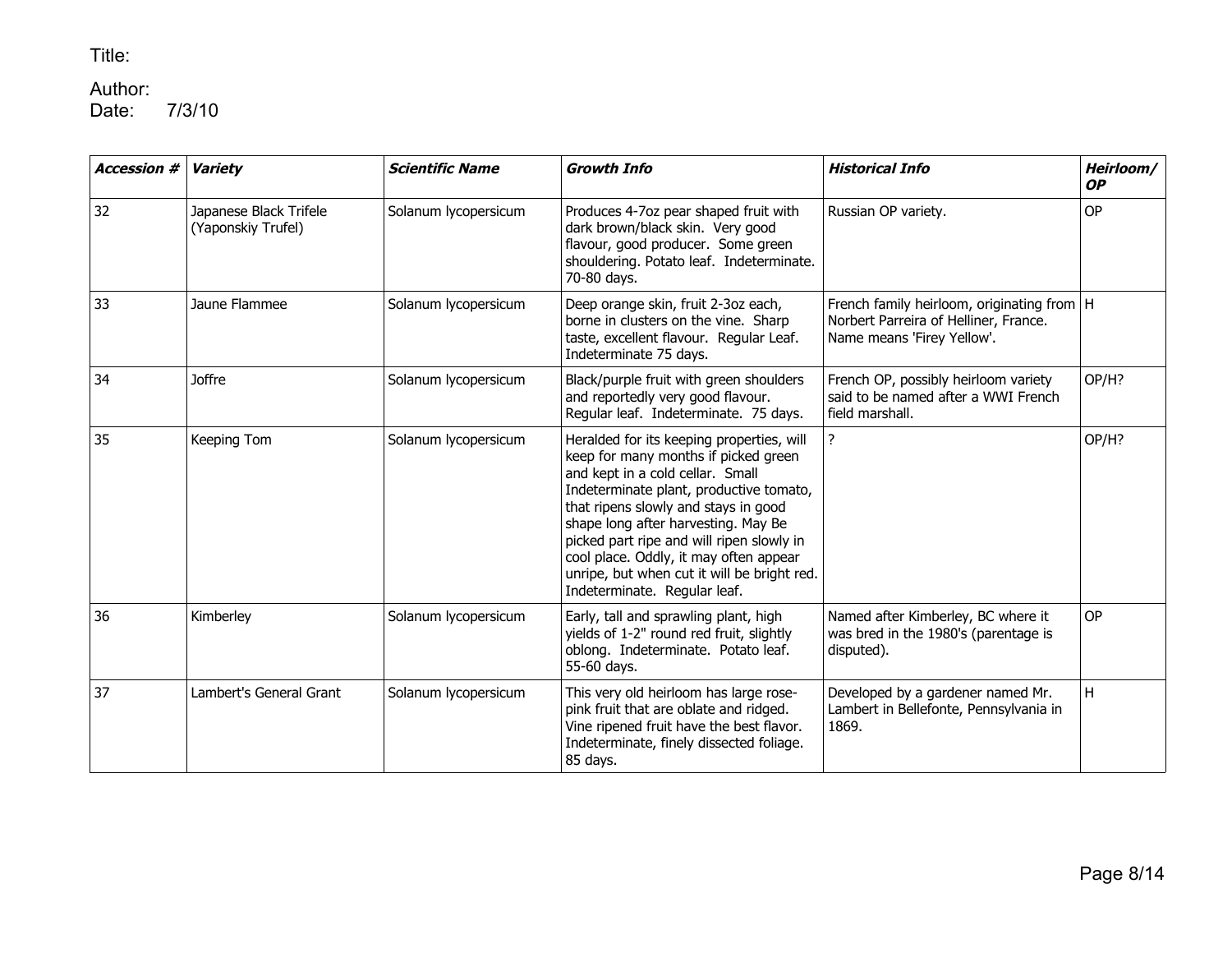Title:

Author:
Date: 7/3/10

| ***Accession #*** | ***Variety*** | ***Scientific Name*** | ***Growth Info*** | ***Historical Info*** | ***Heirloom/ OP*** |
|---|---|---|---|---|---|
| 32 | Japanese Black Trifele (Yaponskiy Trufel) | Solanum lycopersicum | Produces 4-7oz pear shaped fruit with dark brown/black skin. Very good flavour, good producer. Some green shouldering. Potato leaf. Indeterminate. 70-80 days. | Russian OP variety. | OP |
| 33 | Jaune Flammee | Solanum lycopersicum | Deep orange skin, fruit 2-3oz each, borne in clusters on the vine. Sharp taste, excellent flavour. Regular Leaf. Indeterminate 75 days. | French family heirloom, originating from Norbert Parreira of Helliner, France. Name means 'Firey Yellow'. | H |
| 34 | Joffre | Solanum lycopersicum | Black/purple fruit with green shoulders and reportedly very good flavour. Regular leaf. Indeterminate. 75 days. | French OP, possibly heirloom variety said to be named after a WWI French field marshall. | OP/H? |
| 35 | Keeping Tom | Solanum lycopersicum | Heralded for its keeping properties, will keep for many months if picked green and kept in a cold cellar. Small Indeterminate plant, productive tomato, that ripens slowly and stays in good shape long after harvesting. May Be picked part ripe and will ripen slowly in cool place. Oddly, it may often appear unripe, but when cut it will be bright red. Indeterminate. Regular leaf. | ? | OP/H? |
| 36 | Kimberley | Solanum lycopersicum | Early, tall and sprawling plant, high yields of 1-2" round red fruit, slightly oblong. Indeterminate. Potato leaf. 55-60 days. | Named after Kimberley, BC where it was bred in the 1980's (parentage is disputed). | OP |
| 37 | Lambert's General Grant | Solanum lycopersicum | This very old heirloom has large rose-pink fruit that are oblate and ridged. Vine ripened fruit have the best flavor. Indeterminate, finely dissected foliage. 85 days. | Developed by a gardener named Mr. Lambert in Bellefonte, Pennsylvania in 1869. | H |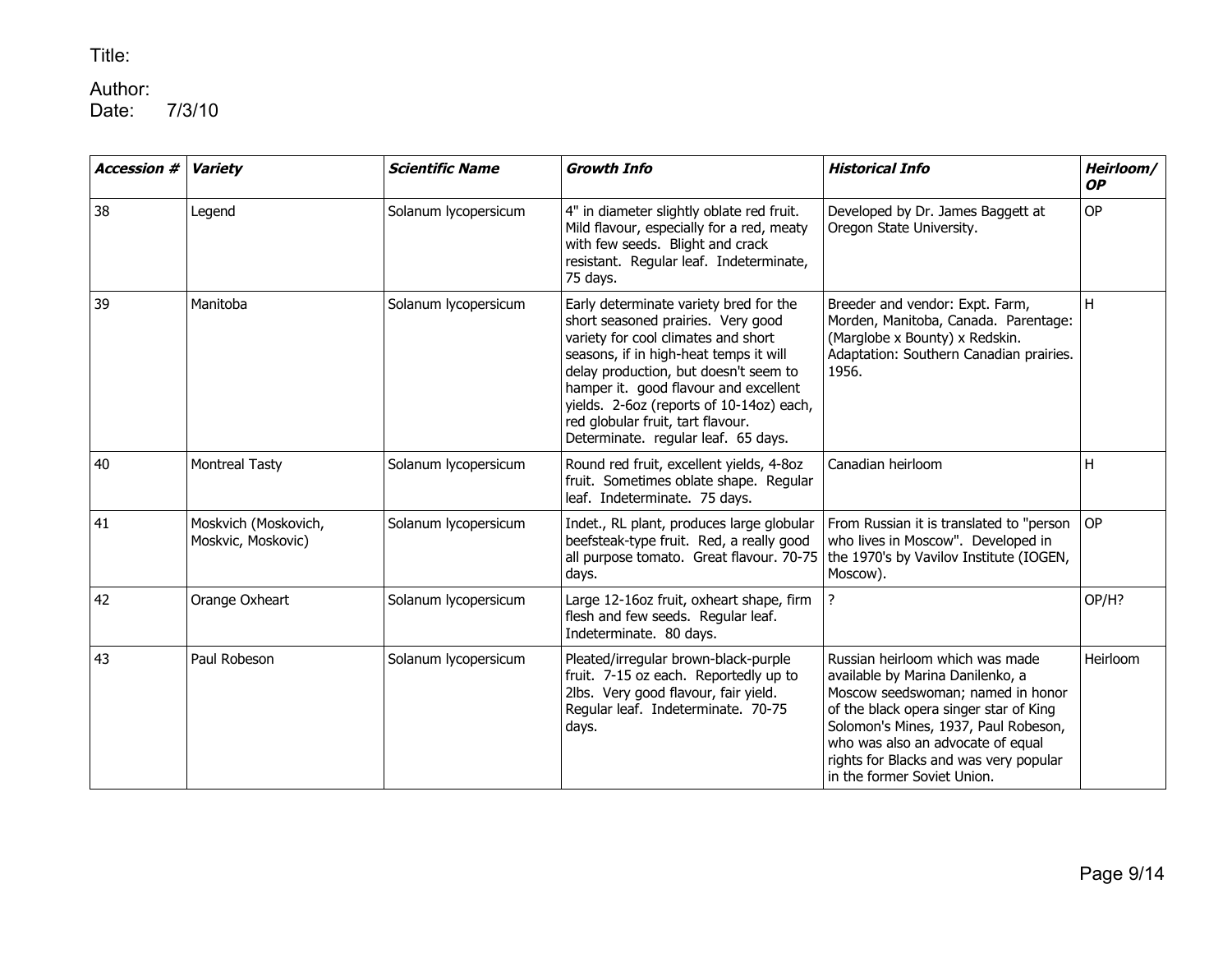Title:

Author:
Date: 7/3/10

| ***Accession #*** | ***Variety*** | ***Scientific Name*** | ***Growth Info*** | ***Historical Info*** | ***Heirloom/ OP*** |
|---|---|---|---|---|---|
| 38 | Legend | Solanum lycopersicum | 4" in diameter slightly oblate red fruit. Mild flavour, especially for a red, meaty with few seeds. Blight and crack resistant. Regular leaf. Indeterminate, 75 days. | Developed by Dr. James Baggett at Oregon State University. | OP |
| 39 | Manitoba | Solanum lycopersicum | Early determinate variety bred for the short seasoned prairies. Very good variety for cool climates and short seasons, if in high-heat temps it will delay production, but doesn't seem to hamper it. good flavour and excellent yields. 2-6oz (reports of 10-14oz) each, red globular fruit, tart flavour. Determinate. regular leaf. 65 days. | Breeder and vendor: Expt. Farm, Morden, Manitoba, Canada. Parentage: (Marglobe x Bounty) x Redskin. Adaptation: Southern Canadian prairies. 1956. | H |
| 40 | Montreal Tasty | Solanum lycopersicum | Round red fruit, excellent yields, 4-8oz fruit. Sometimes oblate shape. Regular leaf. Indeterminate. 75 days. | Canadian heirloom | H |
| 41 | Moskvich (Moskovich, Moskvic, Moskovic) | Solanum lycopersicum | Indet., RL plant, produces large globular beefsteak-type fruit. Red, a really good all purpose tomato. Great flavour. 70-75 days. | From Russian it is translated to "person who lives in Moscow". Developed in the 1970's by Vavilov Institute (IOGEN, Moscow). | OP |
| 42 | Orange Oxheart | Solanum lycopersicum | Large 12-16oz fruit, oxheart shape, firm flesh and few seeds. Regular leaf. Indeterminate. 80 days. | ? | OP/H? |
| 43 | Paul Robeson | Solanum lycopersicum | Pleated/irregular brown-black-purple fruit. 7-15 oz each. Reportedly up to 2lbs. Very good flavour, fair yield. Regular leaf. Indeterminate. 70-75 days. | Russian heirloom which was made available by Marina Danilenko, a Moscow seedswoman; named in honor of the black opera singer star of King Solomon's Mines, 1937, Paul Robeson, who was also an advocate of equal rights for Blacks and was very popular in the former Soviet Union. | Heirloom |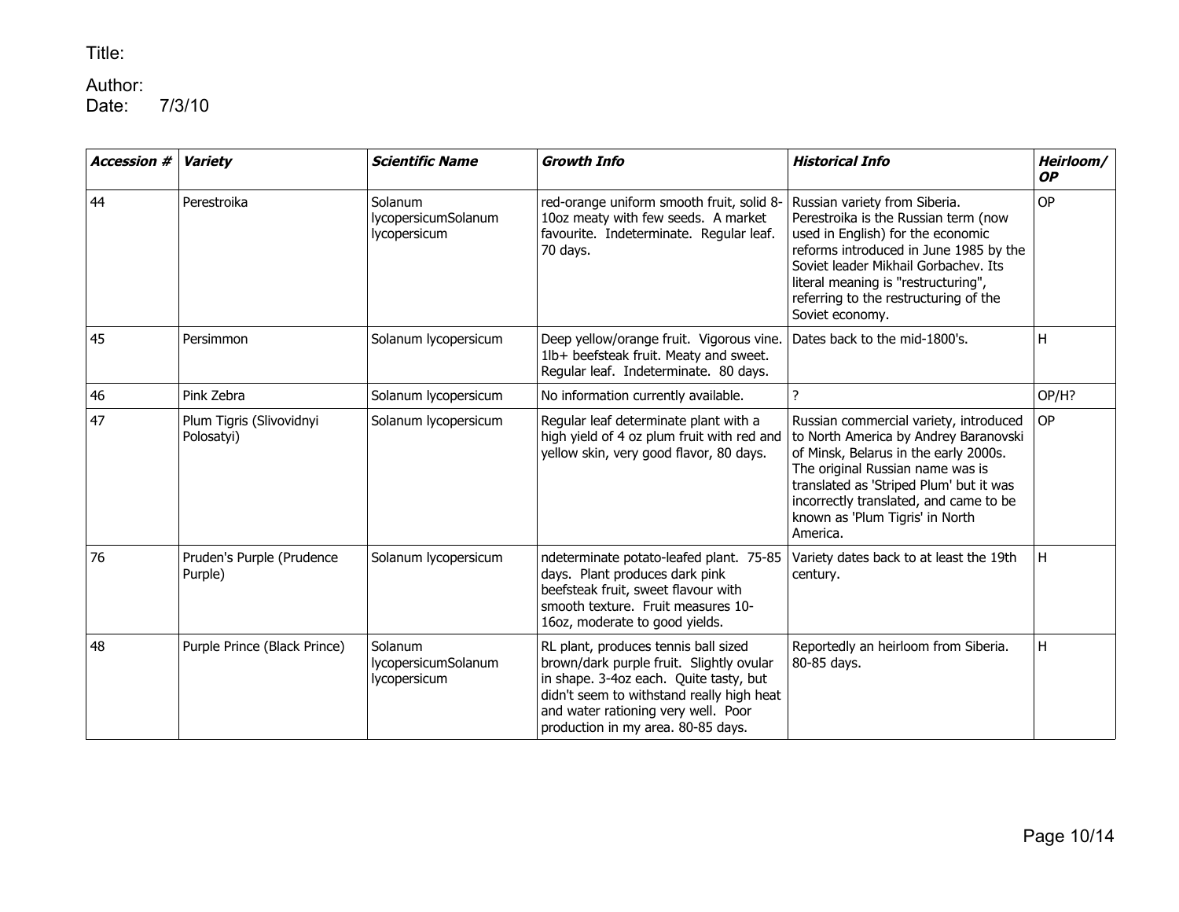Title:

Author:
Date: 7/3/10

| ***Accession #*** | ***Variety*** | ***Scientific Name*** | ***Growth Info*** | ***Historical Info*** | ***Heirloom/ OP*** |
|---|---|---|---|---|---|
| 44 | Perestroika | Solanum lycopersicumSolanum lycopersicum | red-orange uniform smooth fruit, solid 8-10oz meaty with few seeds. A market favourite. Indeterminate. Regular leaf. 70 days. | Russian variety from Siberia. Perestroika is the Russian term (now used in English) for the economic reforms introduced in June 1985 by the Soviet leader Mikhail Gorbachev. Its literal meaning is "restructuring", referring to the restructuring of the Soviet economy. | OP |
| 45 | Persimmon | Solanum lycopersicum | Deep yellow/orange fruit. Vigorous vine. 1lb+ beefsteak fruit. Meaty and sweet. Regular leaf. Indeterminate. 80 days. | Dates back to the mid-1800's. | H |
| 46 | Pink Zebra | Solanum lycopersicum | No information currently available. | ? | OP/H? |
| 47 | Plum Tigris (Slivovidnyi Polosatyi) | Solanum lycopersicum | Regular leaf determinate plant with a high yield of 4 oz plum fruit with red and yellow skin, very good flavor, 80 days. | Russian commercial variety, introduced to North America by Andrey Baranovski of Minsk, Belarus in the early 2000s. The original Russian name was is translated as 'Striped Plum' but it was incorrectly translated, and came to be known as 'Plum Tigris' in North America. | OP |
| 76 | Pruden's Purple (Prudence Purple) | Solanum lycopersicum | ndeterminate potato-leafed plant. 75-85 days. Plant produces dark pink beefsteak fruit, sweet flavour with smooth texture. Fruit measures 10-16oz, moderate to good yields. | Variety dates back to at least the 19th century. | H |
| 48 | Purple Prince (Black Prince) | Solanum lycopersicumSolanum lycopersicum | RL plant, produces tennis ball sized brown/dark purple fruit. Slightly ovular in shape. 3-4oz each. Quite tasty, but didn't seem to withstand really high heat and water rationing very well. Poor production in my area. 80-85 days. | Reportedly an heirloom from Siberia. 80-85 days. | H |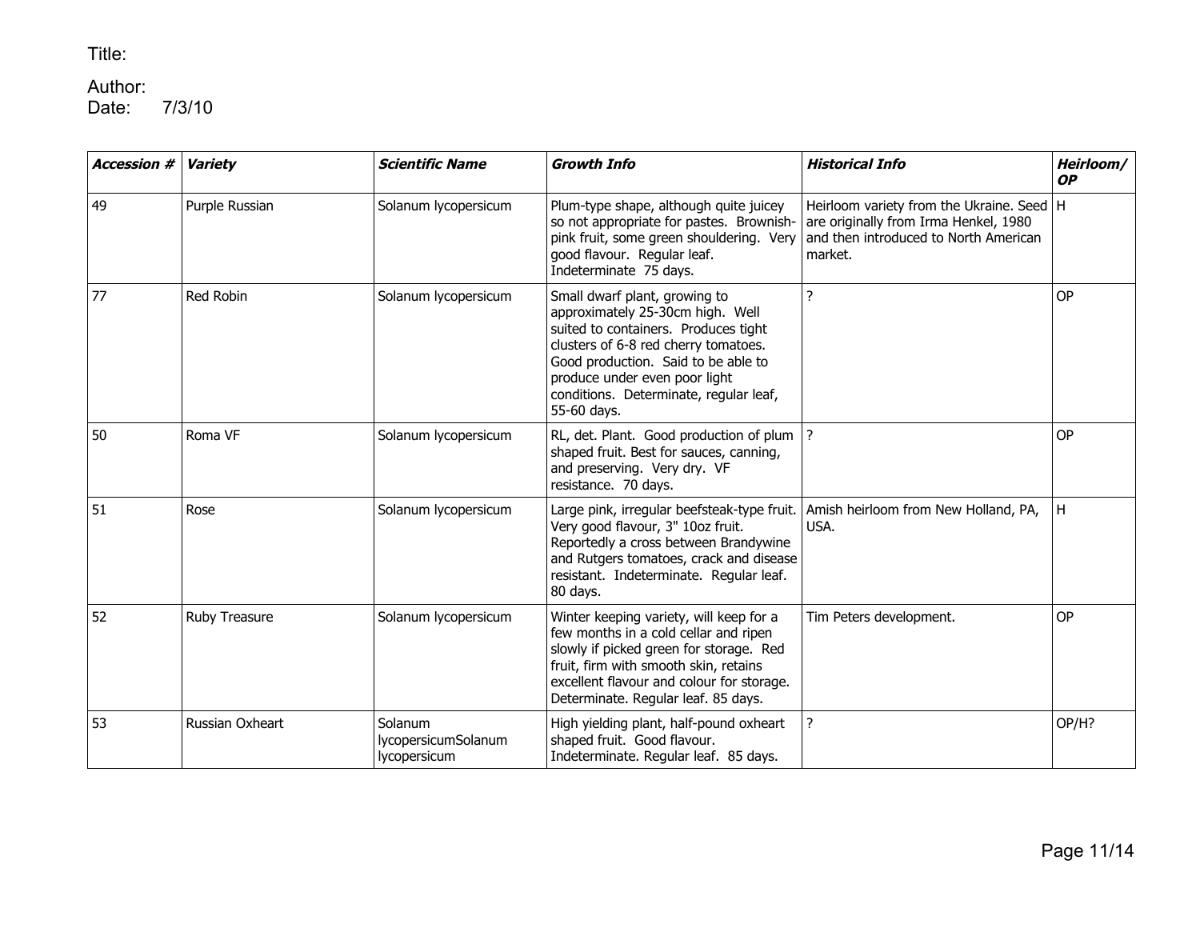Title:

Author:
Date: 7/3/10

| ***Accession #*** | ***Variety*** | ***Scientific Name*** | ***Growth Info*** | ***Historical Info*** | ***Heirloom/ OP*** |
|---|---|---|---|---|---|
| 49 | Purple Russian | Solanum lycopersicum | Plum-type shape, although quite juicey so not appropriate for pastes. Brownish-pink fruit, some green shouldering. Very good flavour. Regular leaf. Indeterminate 75 days. | Heirloom variety from the Ukraine. Seed are originally from Irma Henkel, 1980 and then introduced to North American market. | H |
| 77 | Red Robin | Solanum lycopersicum | Small dwarf plant, growing to approximately 25-30cm high. Well suited to containers. Produces tight clusters of 6-8 red cherry tomatoes. Good production. Said to be able to produce under even poor light conditions. Determinate, regular leaf, 55-60 days. | ? | OP |
| 50 | Roma VF | Solanum lycopersicum | RL, det. Plant. Good production of plum shaped fruit. Best for sauces, canning, and preserving. Very dry. VF resistance. 70 days. | ? | OP |
| 51 | Rose | Solanum lycopersicum | Large pink, irregular beefsteak-type fruit. Very good flavour, 3" 10oz fruit. Reportedly a cross between Brandywine and Rutgers tomatoes, crack and disease resistant. Indeterminate. Regular leaf. 80 days. | Amish heirloom from New Holland, PA, USA. | H |
| 52 | Ruby Treasure | Solanum lycopersicum | Winter keeping variety, will keep for a few months in a cold cellar and ripen slowly if picked green for storage. Red fruit, firm with smooth skin, retains excellent flavour and colour for storage. Determinate. Regular leaf. 85 days. | Tim Peters development. | OP |
| 53 | Russian Oxheart | Solanum lycopersicumSolanum lycopersicum | High yielding plant, half-pound oxheart shaped fruit. Good flavour. Indeterminate. Regular leaf. 85 days. | ? | OP/H? |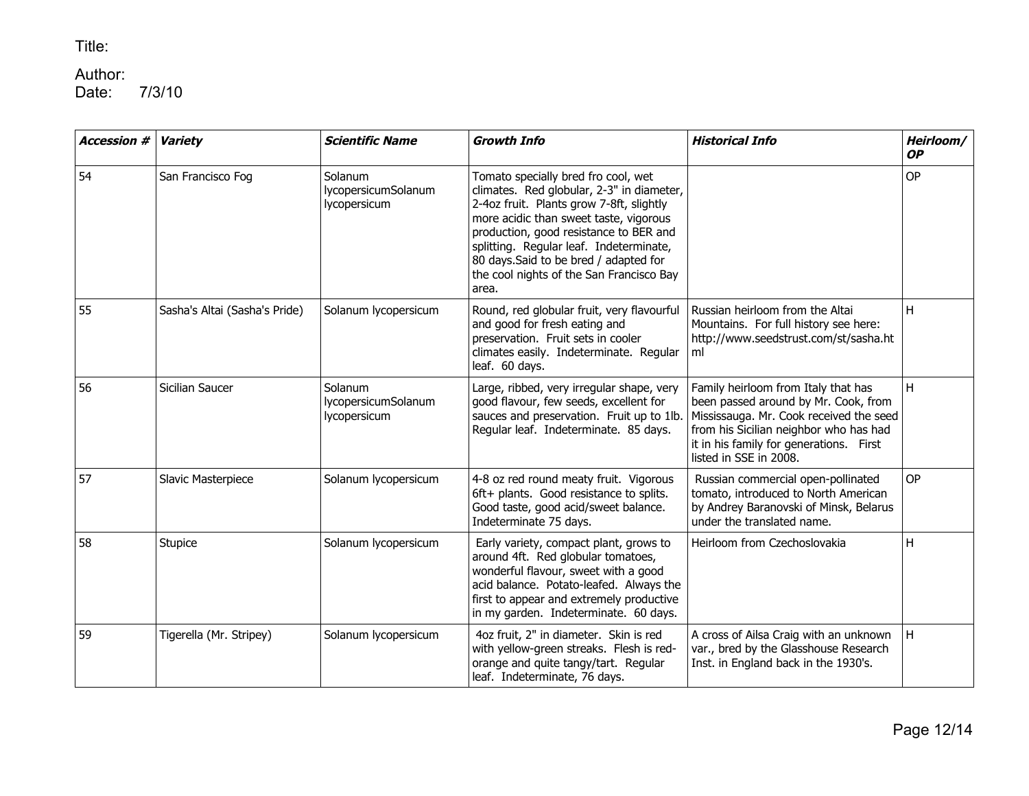Title:

Author:
Date: 7/3/10

| ***Accession #*** | ***Variety*** | ***Scientific Name*** | ***Growth Info*** | ***Historical Info*** | ***Heirloom/ OP*** |
|---|---|---|---|---|---|
| 54 | San Francisco Fog | Solanum lycopersicumSolanum lycopersicum | Tomato specially bred fro cool, wet climates. Red globular, 2-3" in diameter, 2-4oz fruit. Plants grow 7-8ft, slightly more acidic than sweet taste, vigorous production, good resistance to BER and splitting. Regular leaf. Indeterminate, 80 days.Said to be bred / adapted for the cool nights of the San Francisco Bay area. | | OP |
| 55 | Sasha's Altai (Sasha's Pride) | Solanum lycopersicum | Round, red globular fruit, very flavourful and good for fresh eating and preservation. Fruit sets in cooler climates easily. Indeterminate. Regular leaf. 60 days. | Russian heirloom from the Altai Mountains. For full history see here: http://www.seedstrust.com/st/sasha.html | H |
| 56 | Sicilian Saucer | Solanum lycopersicumSolanum lycopersicum | Large, ribbed, very irregular shape, very good flavour, few seeds, excellent for sauces and preservation. Fruit up to 1lb. Regular leaf. Indeterminate. 85 days. | Family heirloom from Italy that has been passed around by Mr. Cook, from Mississauga. Mr. Cook received the seed from his Sicilian neighbor who has had it in his family for generations. First listed in SSE in 2008. | H |
| 57 | Slavic Masterpiece | Solanum lycopersicum | 4-8 oz red round meaty fruit. Vigorous 6ft+ plants. Good resistance to splits. Good taste, good acid/sweet balance. Indeterminate 75 days. | Russian commercial open-pollinated tomato, introduced to North American by Andrey Baranovski of Minsk, Belarus under the translated name. | OP |
| 58 | Stupice | Solanum lycopersicum | Early variety, compact plant, grows to around 4ft. Red globular tomatoes, wonderful flavour, sweet with a good acid balance. Potato-leafed. Always the first to appear and extremely productive in my garden. Indeterminate. 60 days. | Heirloom from Czechoslovakia | H |
| 59 | Tigerella (Mr. Stripey) | Solanum lycopersicum | 4oz fruit, 2" in diameter. Skin is red with yellow-green streaks. Flesh is red-orange and quite tangy/tart. Regular leaf. Indeterminate, 76 days. | A cross of Ailsa Craig with an unknown var., bred by the Glasshouse Research Inst. in England back in the 1930's. | H |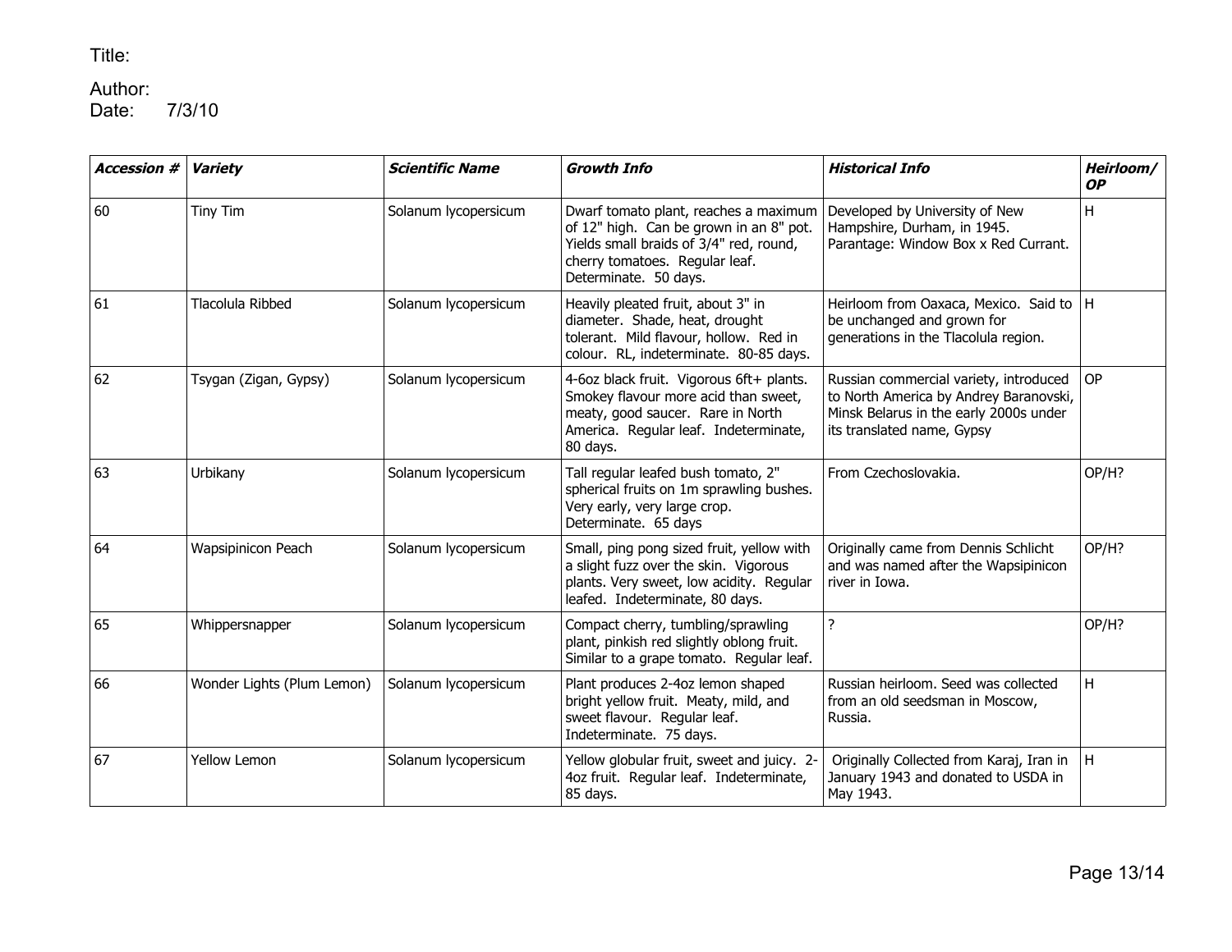Title:

Author:
Date: 7/3/10

| ***Accession #*** | ***Variety*** | ***Scientific Name*** | ***Growth Info*** | ***Historical Info*** | ***Heirloom/ OP*** |
|---|---|---|---|---|---|
| 60 | Tiny Tim | Solanum lycopersicum | Dwarf tomato plant, reaches a maximum of 12" high. Can be grown in an 8" pot. Yields small braids of 3/4" red, round, cherry tomatoes. Regular leaf. Determinate. 50 days. | Developed by University of New Hampshire, Durham, in 1945. Parantage: Window Box x Red Currant. | H |
| 61 | Tlacolula Ribbed | Solanum lycopersicum | Heavily pleated fruit, about 3" in diameter. Shade, heat, drought tolerant. Mild flavour, hollow. Red in colour. RL, indeterminate. 80-85 days. | Heirloom from Oaxaca, Mexico. Said to be unchanged and grown for generations in the Tlacolula region. | H |
| 62 | Tsygan (Zigan, Gypsy) | Solanum lycopersicum | 4-6oz black fruit. Vigorous 6ft+ plants. Smokey flavour more acid than sweet, meaty, good saucer. Rare in North America. Regular leaf. Indeterminate, 80 days. | Russian commercial variety, introduced to North America by Andrey Baranovski, Minsk Belarus in the early 2000s under its translated name, Gypsy | OP |
| 63 | Urbikany | Solanum lycopersicum | Tall regular leafed bush tomato, 2" spherical fruits on 1m sprawling bushes. Very early, very large crop. Determinate. 65 days | From Czechoslovakia. | OP/H? |
| 64 | Wapsipinicon Peach | Solanum lycopersicum | Small, ping pong sized fruit, yellow with a slight fuzz over the skin. Vigorous plants. Very sweet, low acidity. Regular leafed. Indeterminate, 80 days. | Originally came from Dennis Schlicht and was named after the Wapsipinicon river in Iowa. | OP/H? |
| 65 | Whippersnapper | Solanum lycopersicum | Compact cherry, tumbling/sprawling plant, pinkish red slightly oblong fruit. Similar to a grape tomato. Regular leaf. | ? | OP/H? |
| 66 | Wonder Lights (Plum Lemon) | Solanum lycopersicum | Plant produces 2-4oz lemon shaped bright yellow fruit. Meaty, mild, and sweet flavour. Regular leaf. Indeterminate. 75 days. | Russian heirloom. Seed was collected from an old seedsman in Moscow, Russia. | H |
| 67 | Yellow Lemon | Solanum lycopersicum | Yellow globular fruit, sweet and juicy. 2-4oz fruit. Regular leaf. Indeterminate, 85 days. | Originally Collected from Karaj, Iran in January 1943 and donated to USDA in May 1943. | H |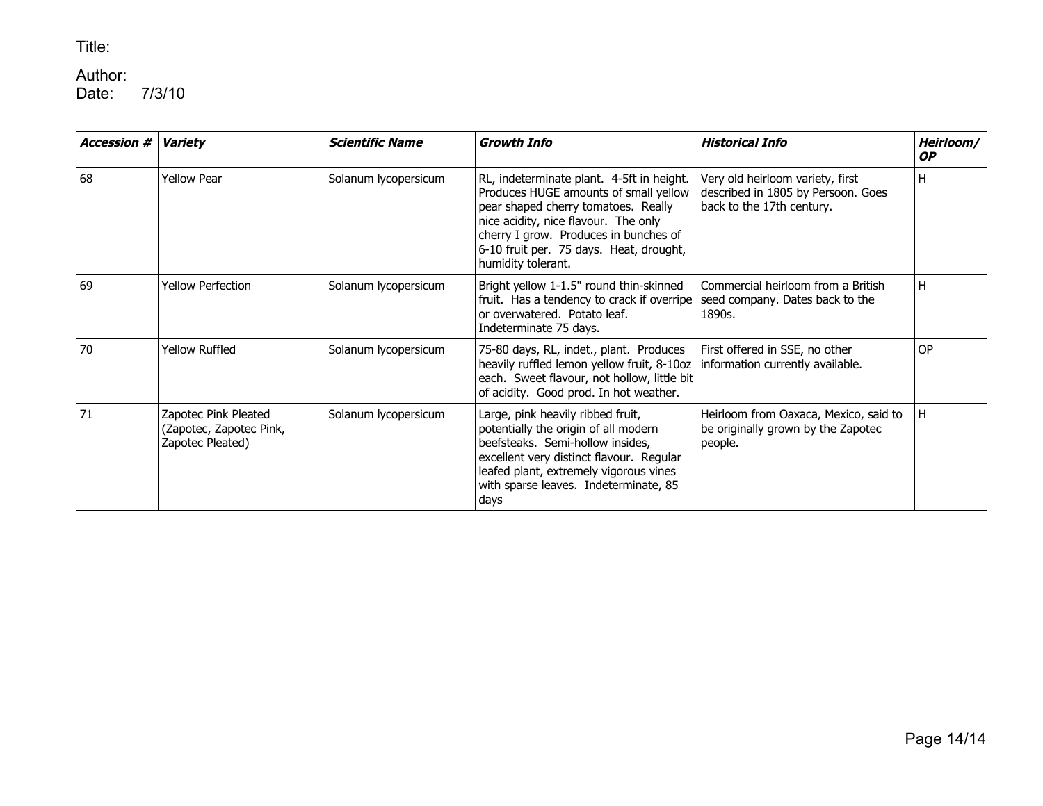Title:

Author:
Date: 7/3/10

| ***Accession #*** | ***Variety*** | ***Scientific Name*** | ***Growth Info*** | ***Historical Info*** | ***Heirloom/ OP*** |
|---|---|---|---|---|---|
| 68 | Yellow Pear | Solanum lycopersicum | RL, indeterminate plant. 4-5ft in height. Produces HUGE amounts of small yellow pear shaped cherry tomatoes. Really nice acidity, nice flavour. The only cherry I grow. Produces in bunches of 6-10 fruit per. 75 days. Heat, drought, humidity tolerant. | Very old heirloom variety, first described in 1805 by Persoon. Goes back to the 17th century. | H |
| 69 | Yellow Perfection | Solanum lycopersicum | Bright yellow 1-1.5" round thin-skinned fruit. Has a tendency to crack if overripe or overwatered. Potato leaf. Indeterminate 75 days. | Commercial heirloom from a British seed company. Dates back to the 1890s. | H |
| 70 | Yellow Ruffled | Solanum lycopersicum | 75-80 days, RL, indet., plant. Produces heavily ruffled lemon yellow fruit, 8-10oz each. Sweet flavour, not hollow, little bit of acidity. Good prod. In hot weather. | First offered in SSE, no other information currently available. | OP |
| 71 | Zapotec Pink Pleated (Zapotec, Zapotec Pink, Zapotec Pleated) | Solanum lycopersicum | Large, pink heavily ribbed fruit, potentially the origin of all modern beefsteaks. Semi-hollow insides, excellent very distinct flavour. Regular leafed plant, extremely vigorous vines with sparse leaves. Indeterminate, 85 days | Heirloom from Oaxaca, Mexico, said to be originally grown by the Zapotec people. | H |